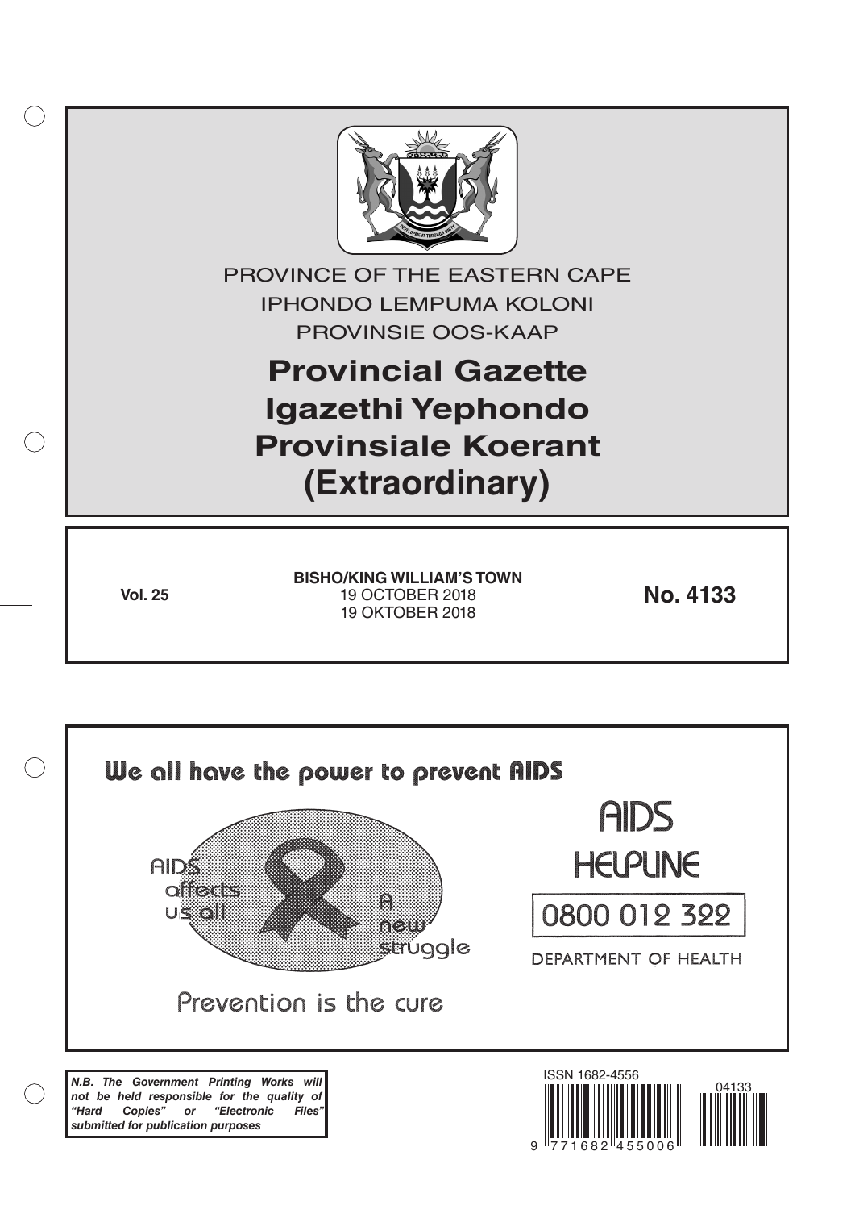PROVINCE OF THE EASTERN CAPE

IPHONDO LEMPUMA KOLONI

PROVINSIE OOS-KAAP

# Provincial Gazette
# Igazethi Yephondo
# Provinsiale Koerant
# (Extraordinary)

**Vol. 25**

**BISHO/KING WILLIAM'S TOWN**
19 OCTOBER 2018
19 OKTOBER 2018

**No. 4133**

**We all have the power to prevent AIDS**

AIDS affects us all

A new struggle

Prevention is the cure

AIDS HELPLINE

0800 012 322

DEPARTMENT OF HEALTH

***N.B. The Government Printing Works will not be held responsible for the quality of "Hard Copies" or "Electronic Files" submitted for publication purposes***

ISSN 1682-4556

9 771682 455006

04133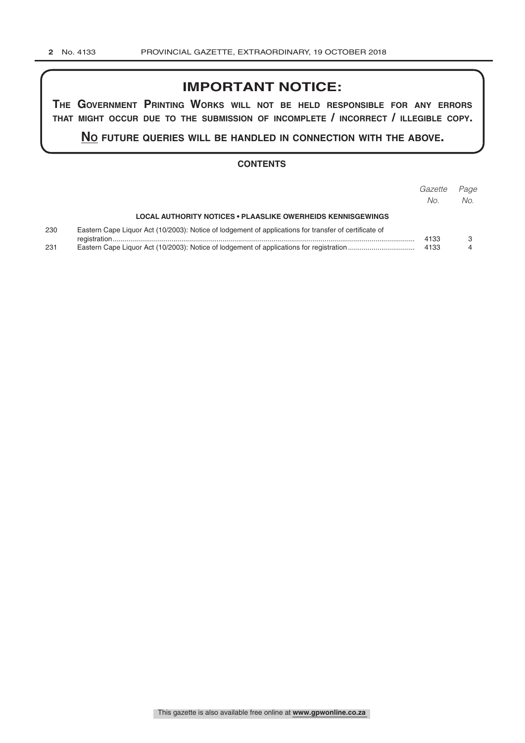# IMPORTANT NOTICE:

**THE GOVERNMENT PRINTING WORKS WILL NOT BE HELD RESPONSIBLE FOR ANY ERRORS THAT MIGHT OCCUR DUE TO THE SUBMISSION OF INCOMPLETE / INCORRECT / ILLEGIBLE COPY.**

**NO FUTURE QUERIES WILL BE HANDLED IN CONNECTION WITH THE ABOVE.**

## CONTENTS

| | | *Gazette No.* | *Page No.* |
|---|---|---|---|
| | **LOCAL AUTHORITY NOTICES • PLAASLIKE OWERHEIDS KENNISGEWINGS** | | |
| 230 | Eastern Cape Liquor Act (10/2003): Notice of lodgement of applications for transfer of certificate of registration | 4133 | 3 |
| 231 | Eastern Cape Liquor Act (10/2003): Notice of lodgement of applications for registration | 4133 | 4 |

This gazette is also available free online at **www.gpwonline.co.za**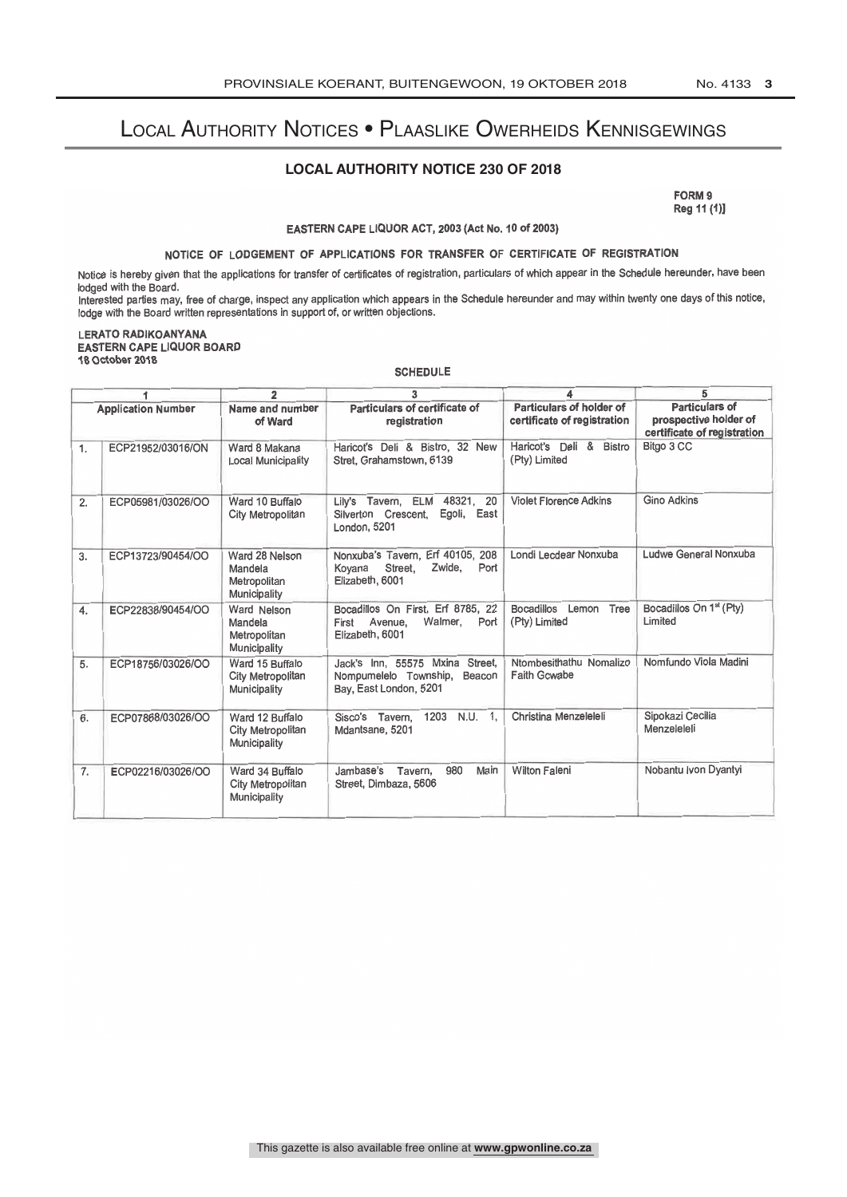# Local Authority Notices • Plaaslike Owerheids Kennisgewings

## LOCAL AUTHORITY NOTICE 230 OF 2018

**FORM 9**
**Reg 11 (1)]**

**EASTERN CAPE LIQUOR ACT, 2003 (Act No. 10 of 2003)**

**NOTICE OF LODGEMENT OF APPLICATIONS FOR TRANSFER OF CERTIFICATE OF REGISTRATION**

Notice is hereby given that the applications for transfer of certificates of registration, particulars of which appear in the Schedule hereunder, have been lodged with the Board.
Interested parties may, free of charge, inspect any application which appears in the Schedule hereunder and may within twenty one days of this notice, lodge with the Board written representations in support of, or written objections.

**LERATO RADIKOANYANA**
**EASTERN CAPE LIQUOR BOARD**
**18 October 2018**

**SCHEDULE**

| | 1 | 2 | 3 | 4 | 5 |
|---|---|---|---|---|---|
| | **Application Number** | **Name and number of Ward** | **Particulars of certificate of registration** | **Particulars of holder of certificate of registration** | **Particulars of prospective holder of certificate of registration** |
| 1. | ECP21952/03016/ON | Ward 8 Makana Local Municipality | Haricot's Deli & Bistro, 32 New Stret, Grahamstown, 6139 | Haricot's Deli & Bistro (Pty) Limited | Bitgo 3 CC |
| 2. | ECP05981/03026/OO | Ward 10 Buffalo City Metropolitan | Lily's Tavern, ELM 48321, 20 Silverton Crescent, Egoli, East London, 5201 | Violet Florence Adkins | Gino Adkins |
| 3. | ECP13723/90454/OO | Ward 28 Nelson Mandela Metropolitan Municipality | Nonxuba's Tavern, Erf 40105, 208 Koyana Street, Zwide, Port Elizabeth, 6001 | Londi Lecdear Nonxuba | Ludwe General Nonxuba |
| 4. | ECP22838/90454/OO | Ward Nelson Mandela Metropolitan Municipality | Bocadillos On First, Erf 8785, 22 First Avenue, Walmer, Port Elizabeth, 6001 | Bocadillos Lemon Tree (Pty) Limited | Bocadillos On 1st (Pty) Limited |
| 5. | ECP18756/03026/OO | Ward 15 Buffalo City Metropolitan Municipality | Jack's Inn, 55575 Mxina Street, Nompumelelo Township, Beacon Bay, East London, 5201 | Ntombesithathu Nomalizo Faith Gcwabe | Nomfundo Viola Madini |
| 6. | ECP07868/03026/OO | Ward 12 Buffalo City Metropolitan Municipality | Sisco's Tavern, 1203 N.U. 1, Mdantsane, 5201 | Christina Menzeleleli | Sipokazi Cecilia Menzeleleli |
| 7. | ECP02216/03026/OO | Ward 34 Buffalo City Metropolitan Municipality | Jambase's Tavern, 980 Main Street, Dimbaza, 5606 | Wilton Faleni | Nobantu Ivon Dyantyi |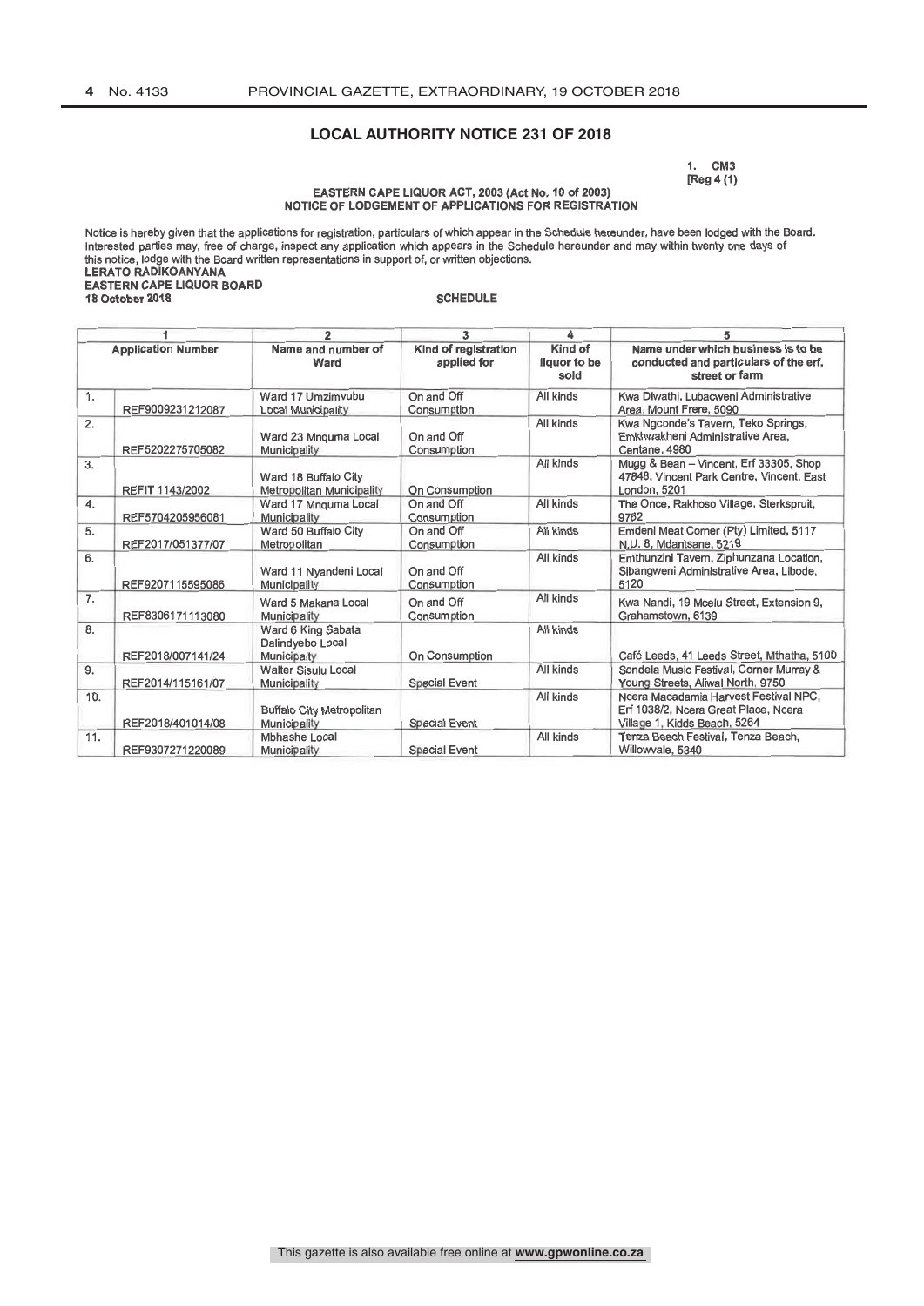## LOCAL AUTHORITY NOTICE 231 OF 2018

1. CM3
[Reg 4 (1)

**EASTERN CAPE LIQUOR ACT, 2003 (Act No. 10 of 2003)**
**NOTICE OF LODGEMENT OF APPLICATIONS FOR REGISTRATION**

Notice is hereby given that the applications for registration, particulars of which appear in the Schedule hereunder, have been lodged with the Board. Interested parties may, free of charge, inspect any application which appears in the Schedule hereunder and may within twenty one days of this notice, lodge with the Board written representations in support of, or written objections.

**LERATO RADIKOANYANA**
**EASTERN CAPE LIQUOR BOARD**
**18 October 2018**

**SCHEDULE**

| 1 | | 2 | 3 | 4 | 5 |
|---|---|---|---|---|---|
| **Application Number** | | **Name and number of Ward** | **Kind of registration applied for** | **Kind of liquor to be sold** | **Name under which business is to be conducted and particulars of the erf, street or farm** |
| 1. | REF9009231212087 | Ward 17 Umzimvubu Local Municipality | On and Off Consumption | All kinds | Kwa Dlwathi, Lubacweni Administrative Area, Mount Frere, 5090 |
| 2. | REF5202275705082 | Ward 23 Mnquma Local Municipality | On and Off Consumption | All kinds | Kwa Ngconde's Tavern, Teko Springs, Emkhwakheni Administrative Area, Centane, 4980 |
| 3. | REFIT 1143/2002 | Ward 18 Buffalo City Metropolitan Municipality | On Consumption | All kinds | Mugg & Bean – Vincent, Erf 33305, Shop 47848, Vincent Park Centre, Vincent, East London, 5201 |
| 4. | REF5704205956081 | Ward 17 Mnquma Local Municipality | On and Off Consumption | All kinds | The Once, Rakhoso Village, Sterkspruit, 9762 |
| 5. | REF2017/051377/07 | Ward 50 Buffalo City Metropolitan | On and Off Consumption | All kinds | Emdeni Meat Corner (Pty) Limited, 5117 N.U. 8, Mdantsane, 5219 |
| 6. | REF9207115595086 | Ward 11 Nyandeni Local Municipality | On and Off Consumption | All kinds | Emthunzini Tavern, Ziphunzana Location, Sibangweni Administrative Area, Libode, 5120 |
| 7. | REF8306171113080 | Ward 5 Makana Local Municipality | On and Off Consumption | All kinds | Kwa Nandi, 19 Mcelu Street, Extension 9, Grahamstown, 6139 |
| 8. | REF2018/007141/24 | Ward 6 King Sabata Dalindyebo Local Municipalty | On Consumption | All kinds | Café Leeds, 41 Leeds Street, Mthatha, 5100 |
| 9. | REF2014/115161/07 | Walter Sisulu Local Municipality | Special Event | All kinds | Sondela Music Festival, Corner Murray & Young Streets, Aliwal North, 9750 |
| 10. | REF2018/401014/08 | Buffalo City Metropolitan Municipality | Special Event | All kinds | Ncera Macadamia Harvest Festival NPC, Erf 1038/2, Ncera Great Place, Ncera Village 1, Kidds Beach, 5264 |
| 11. | REF9307271220089 | Mbhashe Local Municipality | Special Event | All kinds | Tenza Beach Festival, Tenza Beach, Willowvale, 5340 |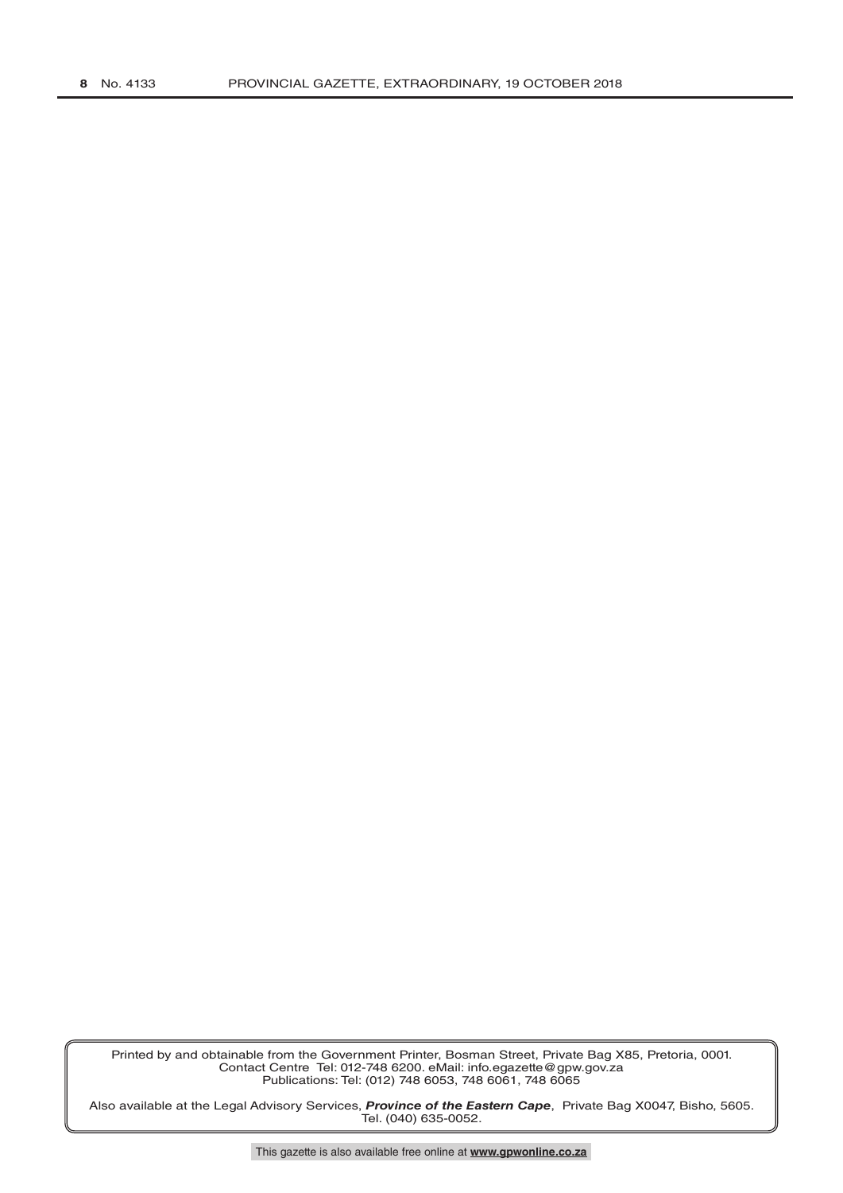Printed by and obtainable from the Government Printer, Bosman Street, Private Bag X85, Pretoria, 0001.
Contact Centre Tel: 012-748 6200. eMail: info.egazette@gpw.gov.za
Publications: Tel: (012) 748 6053, 748 6061, 748 6065

Also available at the Legal Advisory Services, ***Province of the Eastern Cape***, Private Bag X0047, Bisho, 5605.
Tel. (040) 635-0052.

This gazette is also available free online at **www.gpwonline.co.za**